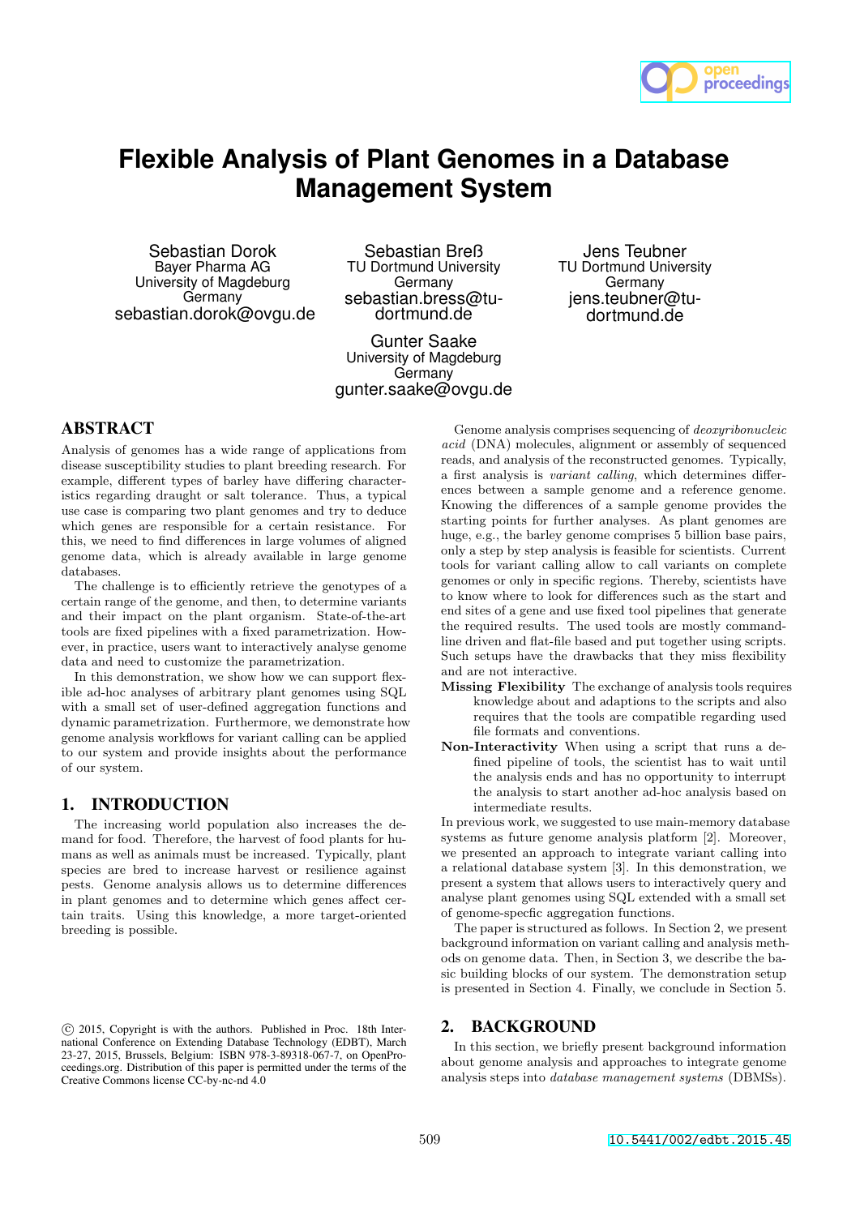# Flexible Analysis of Plant Genomes in a Database Management System

Sebastian Dorok
Bayer Pharma AG
University of Magdeburg
Germany
sebastian.dorok@ovgu.de

Sebastian Breß
TU Dortmund University
Germany
sebastian.bress@tu-dortmund.de

Jens Teubner
TU Dortmund University
Germany
jens.teubner@tu-dortmund.de

Gunter Saake
University of Magdeburg
Germany
gunter.saake@ovgu.de

## ABSTRACT

Analysis of genomes has a wide range of applications from disease susceptibility studies to plant breeding research. For example, different types of barley have differing characteristics regarding draught or salt tolerance. Thus, a typical use case is comparing two plant genomes and try to deduce which genes are responsible for a certain resistance. For this, we need to find differences in large volumes of aligned genome data, which is already available in large genome databases.

The challenge is to efficiently retrieve the genotypes of a certain range of the genome, and then, to determine variants and their impact on the plant organism. State-of-the-art tools are fixed pipelines with a fixed parametrization. However, in practice, users want to interactively analyse genome data and need to customize the parametrization.

In this demonstration, we show how we can support flexible ad-hoc analyses of arbitrary plant genomes using SQL with a small set of user-defined aggregation functions and dynamic parametrization. Furthermore, we demonstrate how genome analysis workflows for variant calling can be applied to our system and provide insights about the performance of our system.

## 1. INTRODUCTION

The increasing world population also increases the demand for food. Therefore, the harvest of food plants for humans as well as animals must be increased. Typically, plant species are bred to increase harvest or resilience against pests. Genome analysis allows us to determine differences in plant genomes and to determine which genes affect certain traits. Using this knowledge, a more target-oriented breeding is possible.

Genome analysis comprises sequencing of *deoxyribonucleic acid* (DNA) molecules, alignment or assembly of sequenced reads, and analysis of the reconstructed genomes. Typically, a first analysis is *variant calling*, which determines differences between a sample genome and a reference genome. Knowing the differences of a sample genome provides the starting points for further analyses. As plant genomes are huge, e.g., the barley genome comprises 5 billion base pairs, only a step by step analysis is feasible for scientists. Current tools for variant calling allow to call variants on complete genomes or only in specific regions. Thereby, scientists have to know where to look for differences such as the start and end sites of a gene and use fixed tool pipelines that generate the required results. The used tools are mostly command-line driven and flat-file based and put together using scripts. Such setups have the drawbacks that they miss flexibility and are not interactive.

**Missing Flexibility** The exchange of analysis tools requires knowledge about and adaptions to the scripts and also requires that the tools are compatible regarding used file formats and conventions.

**Non-Interactivity** When using a script that runs a defined pipeline of tools, the scientist has to wait until the analysis ends and has no opportunity to interrupt the analysis to start another ad-hoc analysis based on intermediate results.

In previous work, we suggested to use main-memory database systems as future genome analysis platform [2]. Moreover, we presented an approach to integrate variant calling into a relational database system [3]. In this demonstration, we present a system that allows users to interactively query and analyse plant genomes using SQL extended with a small set of genome-specfic aggregation functions.

The paper is structured as follows. In Section 2, we present background information on variant calling and analysis methods on genome data. Then, in Section 3, we describe the basic building blocks of our system. The demonstration setup is presented in Section 4. Finally, we conclude in Section 5.

## 2. BACKGROUND

In this section, we briefly present background information about genome analysis and approaches to integrate genome analysis steps into *database management systems* (DBMSs).

© 2015, Copyright is with the authors. Published in Proc. 18th International Conference on Extending Database Technology (EDBT), March 23-27, 2015, Brussels, Belgium: ISBN 978-3-89318-067-7, on OpenProceedings.org. Distribution of this paper is permitted under the terms of the Creative Commons license CC-by-nc-nd 4.0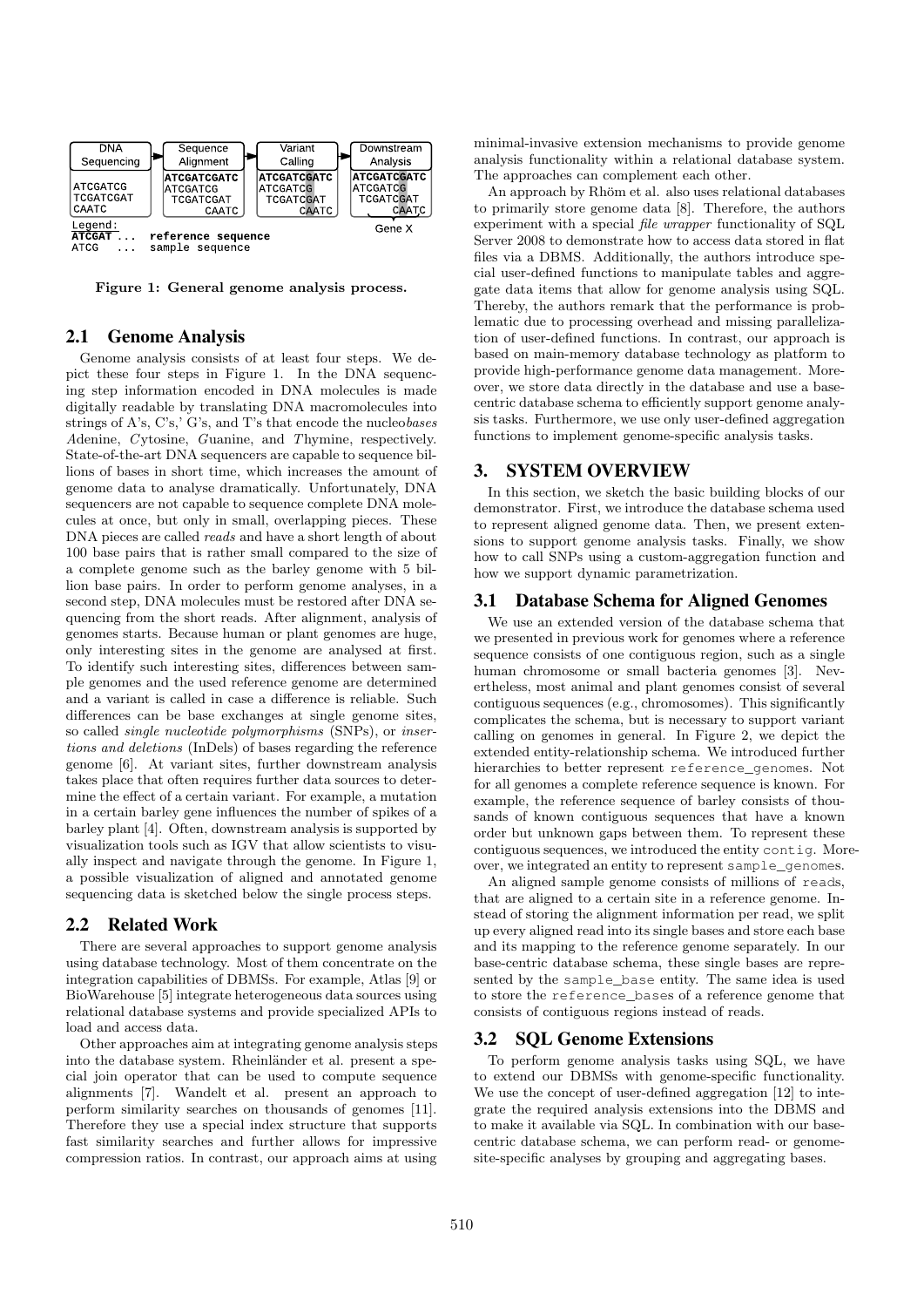Figure 1: General genome analysis process.

## 2.1 Genome Analysis

Genome analysis consists of at least four steps. We depict these four steps in Figure 1. In the DNA sequencing step information encoded in DNA molecules is made digitally readable by translating DNA macromolecules into strings of A's, C's,' G's, and T's that encode the nucleo*bases* *A*denine, *C*ytosine, *G*uanine, and *T*hymine, respectively. State-of-the-art DNA sequencers are capable to sequence billions of bases in short time, which increases the amount of genome data to analyse dramatically. Unfortunately, DNA sequencers are not capable to sequence complete DNA molecules at once, but only in small, overlapping pieces. These DNA pieces are called *reads* and have a short length of about 100 base pairs that is rather small compared to the size of a complete genome such as the barley genome with 5 billion base pairs. In order to perform genome analyses, in a second step, DNA molecules must be restored after DNA sequencing from the short reads. After alignment, analysis of genomes starts. Because human or plant genomes are huge, only interesting sites in the genome are analysed at first. To identify such interesting sites, differences between sample genomes and the used reference genome are determined and a variant is called in case a difference is reliable. Such differences can be base exchanges at single genome sites, so called *single nucleotide polymorphisms* (SNPs), or *insertions and deletions* (InDels) of bases regarding the reference genome [6]. At variant sites, further downstream analysis takes place that often requires further data sources to determine the effect of a certain variant. For example, a mutation in a certain barley gene influences the number of spikes of a barley plant [4]. Often, downstream analysis is supported by visualization tools such as IGV that allow scientists to visually inspect and navigate through the genome. In Figure 1, a possible visualization of aligned and annotated genome sequencing data is sketched below the single process steps.

## 2.2 Related Work

There are several approaches to support genome analysis using database technology. Most of them concentrate on the integration capabilities of DBMSs. For example, Atlas [9] or BioWarehouse [5] integrate heterogeneous data sources using relational database systems and provide specialized APIs to load and access data.

Other approaches aim at integrating genome analysis steps into the database system. Rheinländer et al. present a special join operator that can be used to compute sequence alignments [7]. Wandelt et al. present an approach to perform similarity searches on thousands of genomes [11]. Therefore they use a special index structure that supports fast similarity searches and further allows for impressive compression ratios. In contrast, our approach aims at using minimal-invasive extension mechanisms to provide genome analysis functionality within a relational database system. The approaches can complement each other.

An approach by Rhöm et al. also uses relational databases to primarily store genome data [8]. Therefore, the authors experiment with a special *file wrapper* functionality of SQL Server 2008 to demonstrate how to access data stored in flat files via a DBMS. Additionally, the authors introduce special user-defined functions to manipulate tables and aggregate data items that allow for genome analysis using SQL. Thereby, the authors remark that the performance is problematic due to processing overhead and missing parallelization of user-defined functions. In contrast, our approach is based on main-memory database technology as platform to provide high-performance genome data management. Moreover, we store data directly in the database and use a base-centric database schema to efficiently support genome analysis tasks. Furthermore, we use only user-defined aggregation functions to implement genome-specific analysis tasks.

# 3. SYSTEM OVERVIEW

In this section, we sketch the basic building blocks of our demonstrator. First, we introduce the database schema used to represent aligned genome data. Then, we present extensions to support genome analysis tasks. Finally, we show how to call SNPs using a custom-aggregation function and how we support dynamic parametrization.

## 3.1 Database Schema for Aligned Genomes

We use an extended version of the database schema that we presented in previous work for genomes where a reference sequence consists of one contiguous region, such as a single human chromosome or small bacteria genomes [3]. Nevertheless, most animal and plant genomes consist of several contiguous sequences (e.g., chromosomes). This significantly complicates the schema, but is necessary to support variant calling on genomes in general. In Figure 2, we depict the extended entity-relationship schema. We introduced further hierarchies to better represent `reference_genomes`. Not for all genomes a complete reference sequence is known. For example, the reference sequence of barley consists of thousands of known contiguous sequences that have a known order but unknown gaps between them. To represent these contiguous sequences, we introduced the entity `contig`. Moreover, we integrated an entity to represent `sample_genomes`.

An aligned sample genome consists of millions of `reads`, that are aligned to a certain site in a reference genome. Instead of storing the alignment information per read, we split up every aligned read into its single bases and store each base and its mapping to the reference genome separately. In our base-centric database schema, these single bases are represented by the `sample_base` entity. The same idea is used to store the `reference_bases` of a reference genome that consists of contiguous regions instead of reads.

## 3.2 SQL Genome Extensions

To perform genome analysis tasks using SQL, we have to extend our DBMSs with genome-specific functionality. We use the concept of user-defined aggregation [12] to integrate the required analysis extensions into the DBMS and to make it available via SQL. In combination with our base-centric database schema, we can perform read- or genome-site-specific analyses by grouping and aggregating bases.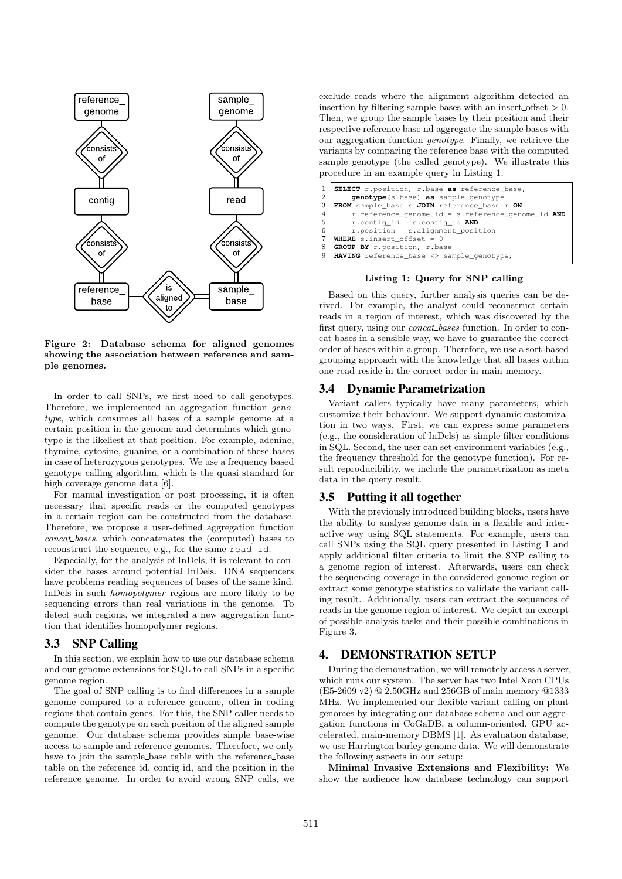Figure 2: Database schema for aligned genomes showing the association between reference and sample genomes.

In order to call SNPs, we first need to call genotypes. Therefore, we implemented an aggregation function *genotype*, which consumes all bases of a sample genome at a certain position in the genome and determines which genotype is the likeliest at that position. For example, adenine, thymine, cytosine, guanine, or a combination of these bases in case of heterozygous genotypes. We use a frequency based genotype calling algorithm, which is the quasi standard for high coverage genome data [6].

For manual investigation or post processing, it is often necessary that specific reads or the computed genotypes in a certain region can be constructed from the database. Therefore, we propose a user-defined aggregation function *concat_bases*, which concatenates the (computed) bases to reconstruct the sequence, e.g., for the same `read_id`.

Especially, for the analysis of InDels, it is relevant to consider the bases around potential InDels. DNA sequencers have problems reading sequences of bases of the same kind. InDels in such *homopolymer* regions are more likely to be sequencing errors than real variations in the genome. To detect such regions, we integrated a new aggregation function that identifies homopolymer regions.

## 3.3 SNP Calling

In this section, we explain how to use our database schema and our genome extensions for SQL to call SNPs in a specific genome region.

The goal of SNP calling is to find differences in a sample genome compared to a reference genome, often in coding regions that contain genes. For this, the SNP caller needs to compute the genotype on each position of the aligned sample genome. Our database schema provides simple base-wise access to sample and reference genomes. Therefore, we only have to join the sample_base table with the reference_base table on the reference_id, contig_id, and the position in the reference genome. In order to avoid wrong SNP calls, we exclude reads where the alignment algorithm detected an insertion by filtering sample bases with an insert_offset > 0. Then, we group the sample bases by their position and their respective reference base nd aggregate the sample bases with our aggregation function *genotype*. Finally, we retrieve the variants by comparing the reference base with the computed sample genotype (the called genotype). We illustrate this procedure in an example query in Listing 1.

```
1 SELECT r.position, r.base as reference_base,
2     genotype(s.base) as sample_genotype
3 FROM sample_base s JOIN reference_base r ON
4     r.reference_genome_id = s.reference_genome_id AND
5     r.contig_id = s.contig_id AND
6     r.position = s.alignment_position
7 WHERE s.insert_offset = 0
8 GROUP BY r.position, r.base
9 HAVING reference_base <> sample_genotype;
```

**Listing 1: Query for SNP calling**

Based on this query, further analysis queries can be derived. For example, the analyst could reconstruct certain reads in a region of interest, which was discovered by the first query, using our *concat_bases* function. In order to concat bases in a sensible way, we have to guarantee the correct order of bases within a group. Therefore, we use a sort-based grouping approach with the knowledge that all bases within one read reside in the correct order in main memory.

## 3.4 Dynamic Parametrization

Variant callers typically have many parameters, which customize their behaviour. We support dynamic customization in two ways. First, we can express some parameters (e.g., the consideration of InDels) as simple filter conditions in SQL. Second, the user can set environment variables (e.g., the frequency threshold for the genotype function). For result reproducibility, we include the parametrization as meta data in the query result.

## 3.5 Putting it all together

With the previously introduced building blocks, users have the ability to analyse genome data in a flexible and interactive way using SQL statements. For example, users can call SNPs using the SQL query presented in Listing 1 and apply additional filter criteria to limit the SNP calling to a genome region of interest. Afterwards, users can check the sequencing coverage in the considered genome region or extract some genotype statistics to validate the variant calling result. Additionally, users can extract the sequences of reads in the genome region of interest. We depict an excerpt of possible analysis tasks and their possible combinations in Figure 3.

# 4. DEMONSTRATION SETUP

During the demonstration, we will remotely access a server, which runs our system. The server has two Intel Xeon CPUs (E5-2609 v2) @ 2.50GHz and 256GB of main memory @1333 MHz. We implemented our flexible variant calling on plant genomes by integrating our database schema and our aggregation functions in CoGaDB, a column-oriented, GPU accelerated, main-memory DBMS [1]. As evaluation database, we use Harrington barley genome data. We will demonstrate the following aspects in our setup:

**Minimal Invasive Extensions and Flexibility:** We show the audience how database technology can support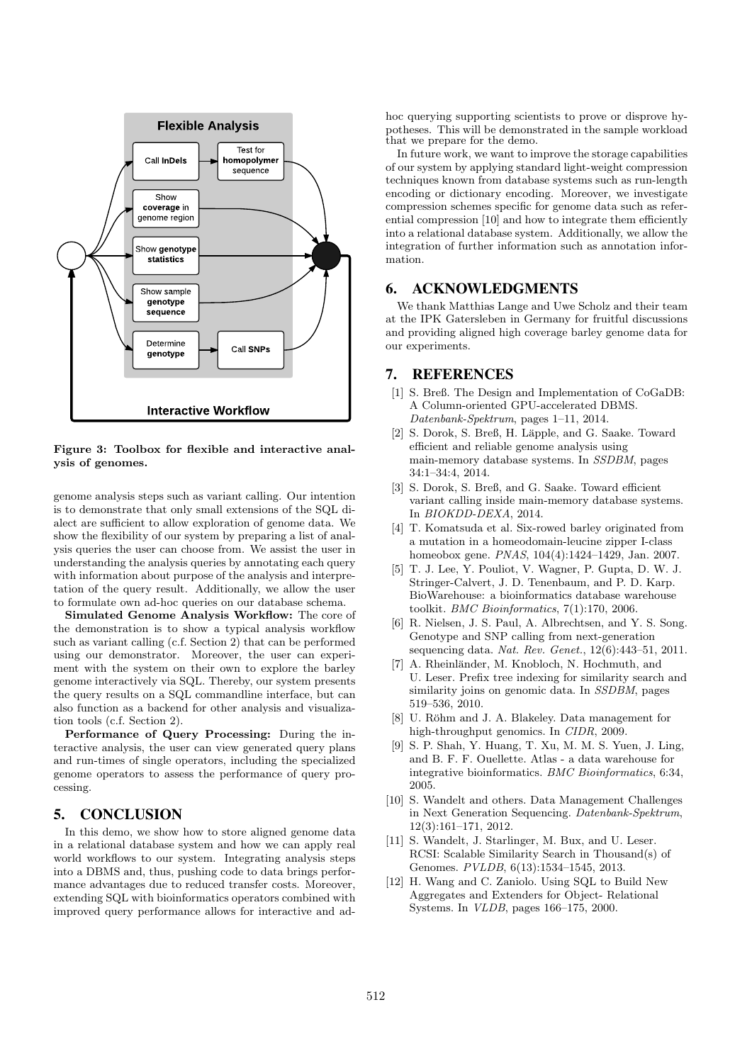Flexible Analysis

Call **InDels**

Test for **homopolymer** sequence

Show **coverage** in genome region

Show **genotype statistics**

Show sample **genotype sequence**

Determine **genotype**

Call **SNPs**

Interactive Workflow

**Figure 3: Toolbox for flexible and interactive analysis of genomes.**

genome analysis steps such as variant calling. Our intention is to demonstrate that only small extensions of the SQL dialect are sufficient to allow exploration of genome data. We show the flexibility of our system by preparing a list of analysis queries the user can choose from. We assist the user in understanding the analysis queries by annotating each query with information about purpose of the analysis and interpretation of the query result. Additionally, we allow the user to formulate own ad-hoc queries on our database schema.

**Simulated Genome Analysis Workflow:** The core of the demonstration is to show a typical analysis workflow such as variant calling (c.f. Section 2) that can be performed using our demonstrator. Moreover, the user can experiment with the system on their own to explore the barley genome interactively via SQL. Thereby, our system presents the query results on a SQL commandline interface, but can also function as a backend for other analysis and visualization tools (c.f. Section 2).

**Performance of Query Processing:** During the interactive analysis, the user can view generated query plans and run-times of single operators, including the specialized genome operators to assess the performance of query processing.

## 5. CONCLUSION

In this demo, we show how to store aligned genome data in a relational database system and how we can apply real world workflows to our system. Integrating analysis steps into a DBMS and, thus, pushing code to data brings performance advantages due to reduced transfer costs. Moreover, extending SQL with bioinformatics operators combined with improved query performance allows for interactive and ad-hoc querying supporting scientists to prove or disprove hypotheses. This will be demonstrated in the sample workload that we prepare for the demo.

In future work, we want to improve the storage capabilities of our system by applying standard light-weight compression techniques known from database systems such as run-length encoding or dictionary encoding. Moreover, we investigate compression schemes specific for genome data such as referential compression [10] and how to integrate them efficiently into a relational database system. Additionally, we allow the integration of further information such as annotation information.

## 6. ACKNOWLEDGMENTS

We thank Matthias Lange and Uwe Scholz and their team at the IPK Gatersleben in Germany for fruitful discussions and providing aligned high coverage barley genome data for our experiments.

## 7. REFERENCES

[1] S. Breß. The Design and Implementation of CoGaDB: A Column-oriented GPU-accelerated DBMS. *Datenbank-Spektrum*, pages 1–11, 2014.

[2] S. Dorok, S. Breß, H. Läpple, and G. Saake. Toward efficient and reliable genome analysis using main-memory database systems. In *SSDBM*, pages 34:1–34:4, 2014.

[3] S. Dorok, S. Breß, and G. Saake. Toward efficient variant calling inside main-memory database systems. In *BIOKDD-DEXA*, 2014.

[4] T. Komatsuda et al. Six-rowed barley originated from a mutation in a homeodomain-leucine zipper I-class homeobox gene. *PNAS*, 104(4):1424–1429, Jan. 2007.

[5] T. J. Lee, Y. Pouliot, V. Wagner, P. Gupta, D. W. J. Stringer-Calvert, J. D. Tenenbaum, and P. D. Karp. BioWarehouse: a bioinformatics database warehouse toolkit. *BMC Bioinformatics*, 7(1):170, 2006.

[6] R. Nielsen, J. S. Paul, A. Albrechtsen, and Y. S. Song. Genotype and SNP calling from next-generation sequencing data. *Nat. Rev. Genet.*, 12(6):443–51, 2011.

[7] A. Rheinländer, M. Knobloch, N. Hochmuth, and U. Leser. Prefix tree indexing for similarity search and similarity joins on genomic data. In *SSDBM*, pages 519–536, 2010.

[8] U. Röhm and J. A. Blakeley. Data management for high-throughput genomics. In *CIDR*, 2009.

[9] S. P. Shah, Y. Huang, T. Xu, M. M. S. Yuen, J. Ling, and B. F. F. Ouellette. Atlas - a data warehouse for integrative bioinformatics. *BMC Bioinformatics*, 6:34, 2005.

[10] S. Wandelt and others. Data Management Challenges in Next Generation Sequencing. *Datenbank-Spektrum*, 12(3):161–171, 2012.

[11] S. Wandelt, J. Starlinger, M. Bux, and U. Leser. RCSI: Scalable Similarity Search in Thousand(s) of Genomes. *PVLDB*, 6(13):1534–1545, 2013.

[12] H. Wang and C. Zaniolo. Using SQL to Build New Aggregates and Extenders for Object- Relational Systems. In *VLDB*, pages 166–175, 2000.